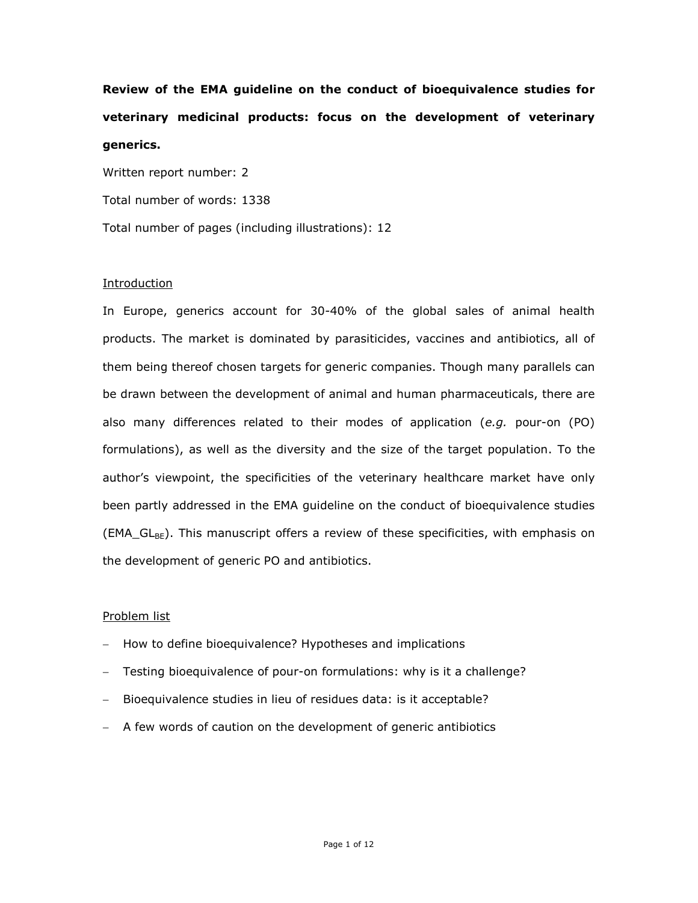**Review of the EMA guideline on the conduct of bioequivalence studies for veterinary medicinal products: focus on the development of veterinary generics.**

Written report number: 2

Total number of words: 1338

Total number of pages (including illustrations): 12

## Introduction

In Europe, generics account for 30-40% of the global sales of animal health products. The market is dominated by parasiticides, vaccines and antibiotics, all of them being thereof chosen targets for generic companies. Though many parallels can be drawn between the development of animal and human pharmaceuticals, there are also many differences related to their modes of application (*e.g.* pour-on (PO) formulations), as well as the diversity and the size of the target population. To the author's viewpoint, the specificities of the veterinary healthcare market have only been partly addressed in the EMA guideline on the conduct of bioequivalence studies ($EMA\_GL_{BE}$). This manuscript offers a review of these specificities, with emphasis on the development of generic PO and antibiotics.

## Problem list

- How to define bioequivalence? Hypotheses and implications
- Testing bioequivalence of pour-on formulations: why is it a challenge?
- Bioequivalence studies in lieu of residues data: is it acceptable?
- A few words of caution on the development of generic antibiotics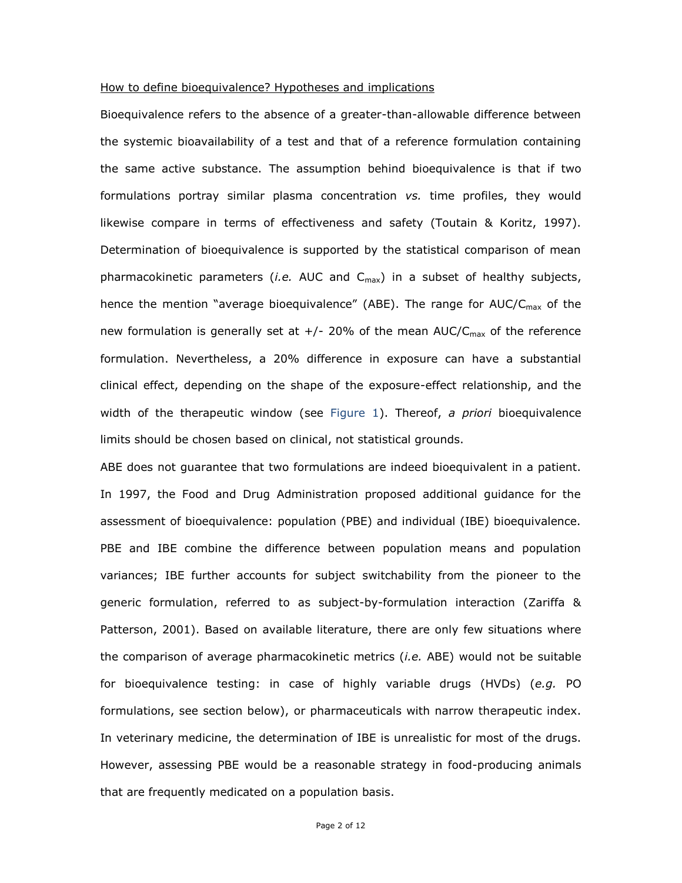How to define bioequivalence? Hypotheses and implications

Bioequivalence refers to the absence of a greater-than-allowable difference between the systemic bioavailability of a test and that of a reference formulation containing the same active substance. The assumption behind bioequivalence is that if two formulations portray similar plasma concentration *vs.* time profiles, they would likewise compare in terms of effectiveness and safety (Toutain & Koritz, 1997). Determination of bioequivalence is supported by the statistical comparison of mean pharmacokinetic parameters (*i.e.* AUC and $C_{max}$) in a subset of healthy subjects, hence the mention "average bioequivalence" (ABE). The range for AUC/$C_{max}$ of the new formulation is generally set at +/- 20% of the mean AUC/$C_{max}$ of the reference formulation. Nevertheless, a 20% difference in exposure can have a substantial clinical effect, depending on the shape of the exposure-effect relationship, and the width of the therapeutic window (see Figure 1). Thereof, *a priori* bioequivalence limits should be chosen based on clinical, not statistical grounds.

ABE does not guarantee that two formulations are indeed bioequivalent in a patient. In 1997, the Food and Drug Administration proposed additional guidance for the assessment of bioequivalence: population (PBE) and individual (IBE) bioequivalence. PBE and IBE combine the difference between population means and population variances; IBE further accounts for subject switchability from the pioneer to the generic formulation, referred to as subject-by-formulation interaction (Zariffa & Patterson, 2001). Based on available literature, there are only few situations where the comparison of average pharmacokinetic metrics (*i.e.* ABE) would not be suitable for bioequivalence testing: in case of highly variable drugs (HVDs) (*e.g.* PO formulations, see section below), or pharmaceuticals with narrow therapeutic index. In veterinary medicine, the determination of IBE is unrealistic for most of the drugs. However, assessing PBE would be a reasonable strategy in food-producing animals that are frequently medicated on a population basis.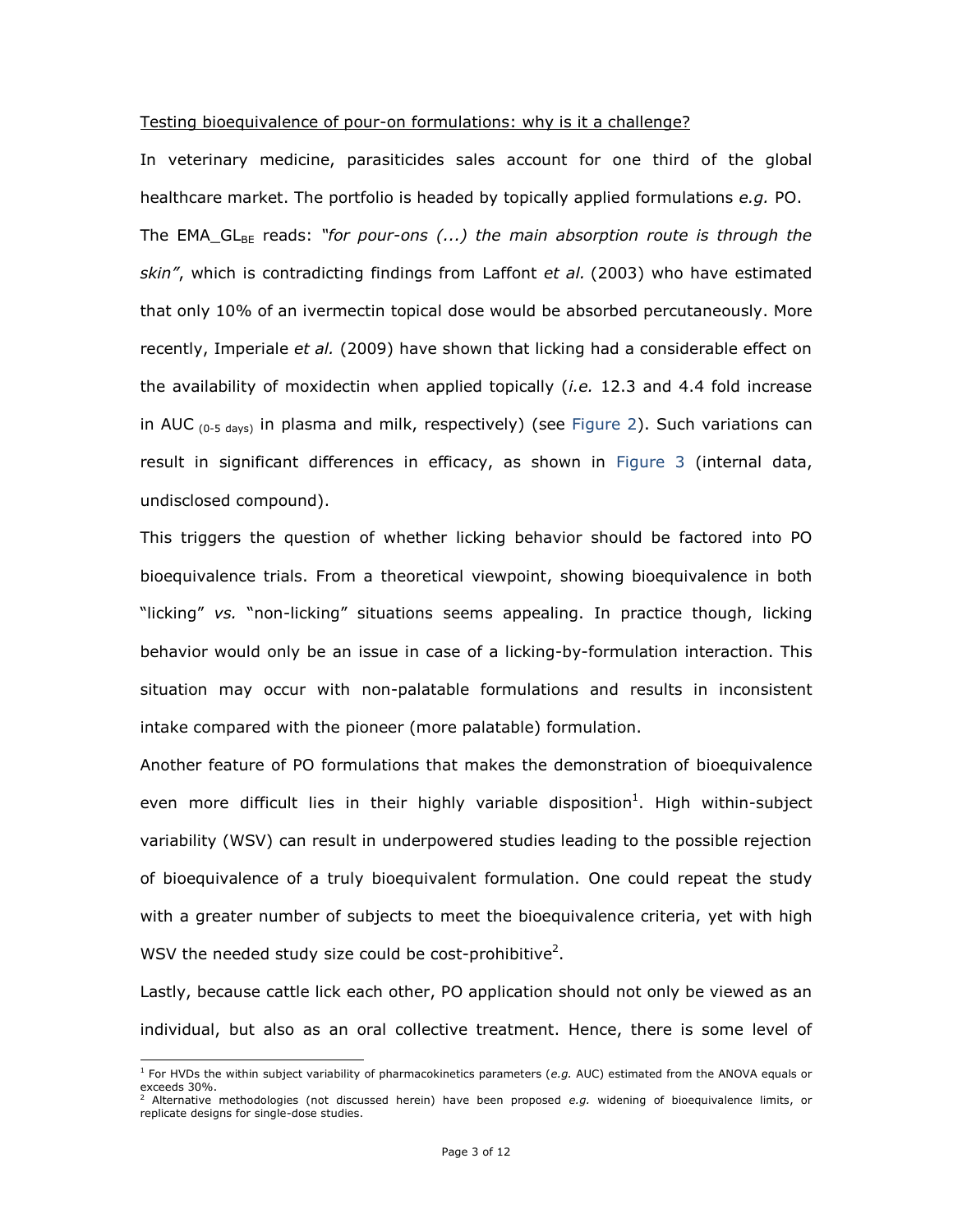Testing bioequivalence of pour-on formulations: why is it a challenge?

In veterinary medicine, parasiticides sales account for one third of the global healthcare market. The portfolio is headed by topically applied formulations *e.g.* PO. The EMA_GL$_{BE}$ reads: *"for pour-ons (...) the main absorption route is through the skin"*, which is contradicting findings from Laffont *et al.* (2003) who have estimated that only 10% of an ivermectin topical dose would be absorbed percutaneously. More recently, Imperiale *et al.* (2009) have shown that licking had a considerable effect on the availability of moxidectin when applied topically (*i.e.* 12.3 and 4.4 fold increase in AUC $_{(0\text{-}5\ \text{days})}$ in plasma and milk, respectively) (see Figure 2). Such variations can result in significant differences in efficacy, as shown in Figure 3 (internal data, undisclosed compound).

This triggers the question of whether licking behavior should be factored into PO bioequivalence trials. From a theoretical viewpoint, showing bioequivalence in both "licking" *vs.* "non-licking" situations seems appealing. In practice though, licking behavior would only be an issue in case of a licking-by-formulation interaction. This situation may occur with non-palatable formulations and results in inconsistent intake compared with the pioneer (more palatable) formulation.

Another feature of PO formulations that makes the demonstration of bioequivalence even more difficult lies in their highly variable disposition[1]. High within-subject variability (WSV) can result in underpowered studies leading to the possible rejection of bioequivalence of a truly bioequivalent formulation. One could repeat the study with a greater number of subjects to meet the bioequivalence criteria, yet with high WSV the needed study size could be cost-prohibitive[2].

Lastly, because cattle lick each other, PO application should not only be viewed as an individual, but also as an oral collective treatment. Hence, there is some level of

---

[1] For HVDs the within subject variability of pharmacokinetics parameters (*e.g.* AUC) estimated from the ANOVA equals or exceeds 30%.

[2] Alternative methodologies (not discussed herein) have been proposed *e.g.* widening of bioequivalence limits, or replicate designs for single-dose studies.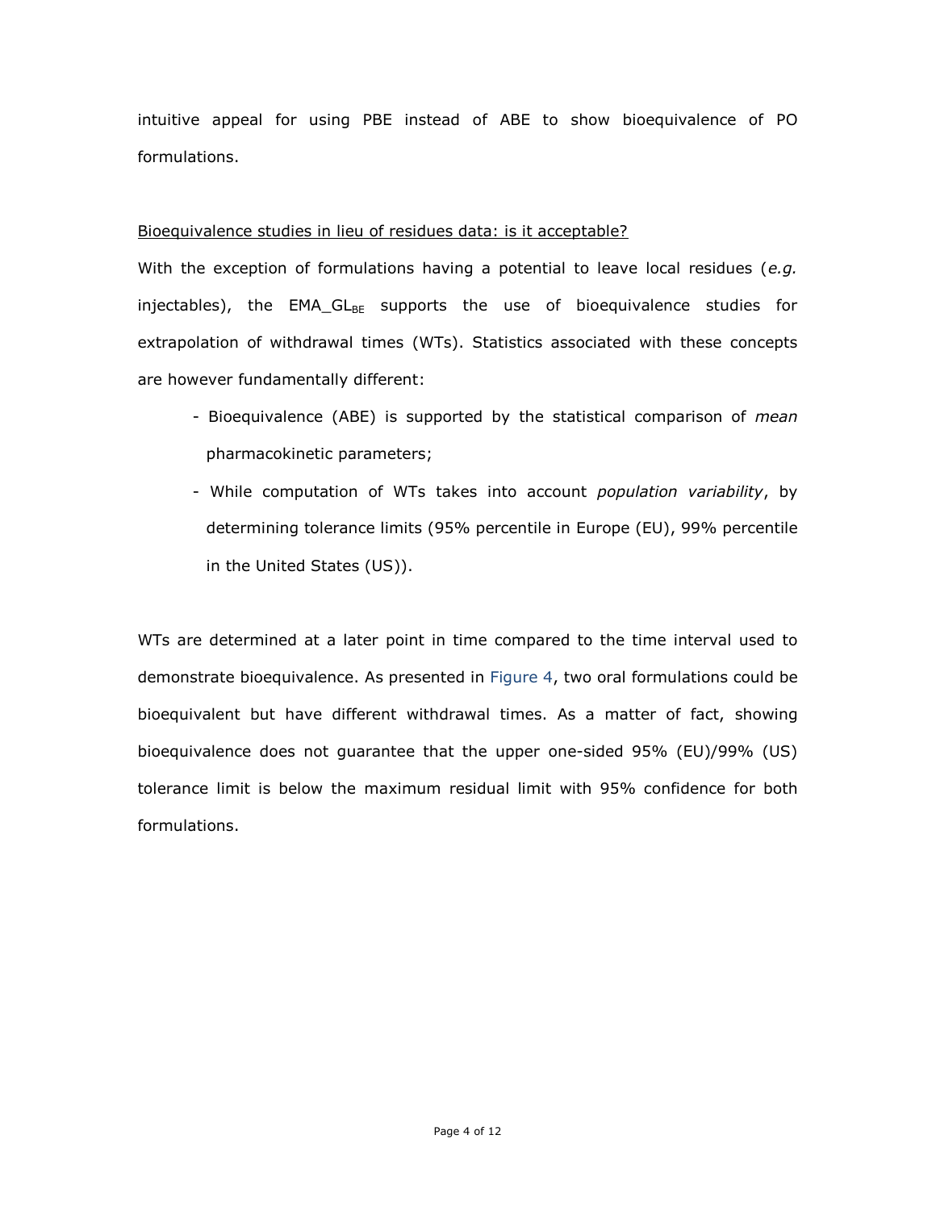intuitive appeal for using PBE instead of ABE to show bioequivalence of PO formulations.

<u>Bioequivalence studies in lieu of residues data: is it acceptable?</u>

With the exception of formulations having a potential to leave local residues (*e.g.* injectables), the $EMA\_GL_{BE}$ supports the use of bioequivalence studies for extrapolation of withdrawal times (WTs). Statistics associated with these concepts are however fundamentally different:

- Bioequivalence (ABE) is supported by the statistical comparison of *mean* pharmacokinetic parameters;
- While computation of WTs takes into account *population variability*, by determining tolerance limits (95% percentile in Europe (EU), 99% percentile in the United States (US)).

WTs are determined at a later point in time compared to the time interval used to demonstrate bioequivalence. As presented in Figure 4, two oral formulations could be bioequivalent but have different withdrawal times. As a matter of fact, showing bioequivalence does not guarantee that the upper one-sided 95% (EU)/99% (US) tolerance limit is below the maximum residual limit with 95% confidence for both formulations.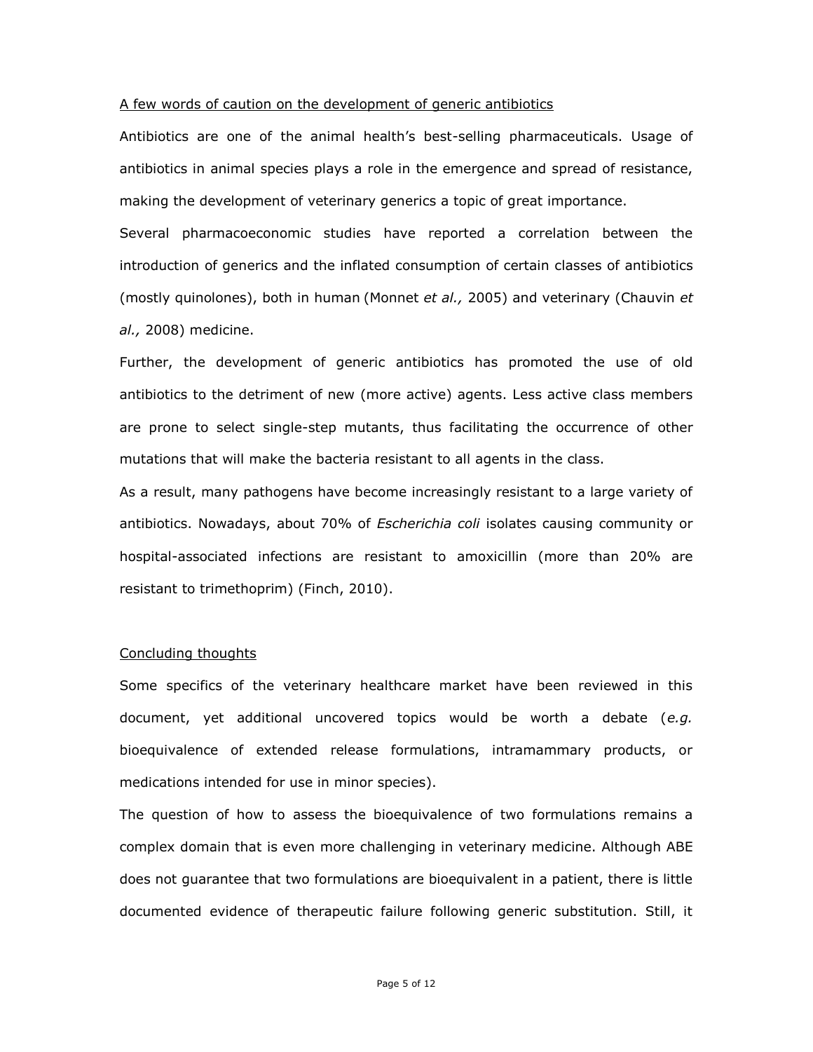<u>A few words of caution on the development of generic antibiotics</u>

Antibiotics are one of the animal health's best-selling pharmaceuticals. Usage of antibiotics in animal species plays a role in the emergence and spread of resistance, making the development of veterinary generics a topic of great importance.

Several pharmacoeconomic studies have reported a correlation between the introduction of generics and the inflated consumption of certain classes of antibiotics (mostly quinolones), both in human (Monnet *et al.,* 2005) and veterinary (Chauvin *et al.,* 2008) medicine.

Further, the development of generic antibiotics has promoted the use of old antibiotics to the detriment of new (more active) agents. Less active class members are prone to select single-step mutants, thus facilitating the occurrence of other mutations that will make the bacteria resistant to all agents in the class.

As a result, many pathogens have become increasingly resistant to a large variety of antibiotics. Nowadays, about 70% of *Escherichia coli* isolates causing community or hospital-associated infections are resistant to amoxicillin (more than 20% are resistant to trimethoprim) (Finch, 2010).

<u>Concluding thoughts</u>

Some specifics of the veterinary healthcare market have been reviewed in this document, yet additional uncovered topics would be worth a debate (*e.g.* bioequivalence of extended release formulations, intramammary products, or medications intended for use in minor species).

The question of how to assess the bioequivalence of two formulations remains a complex domain that is even more challenging in veterinary medicine. Although ABE does not guarantee that two formulations are bioequivalent in a patient, there is little documented evidence of therapeutic failure following generic substitution. Still, it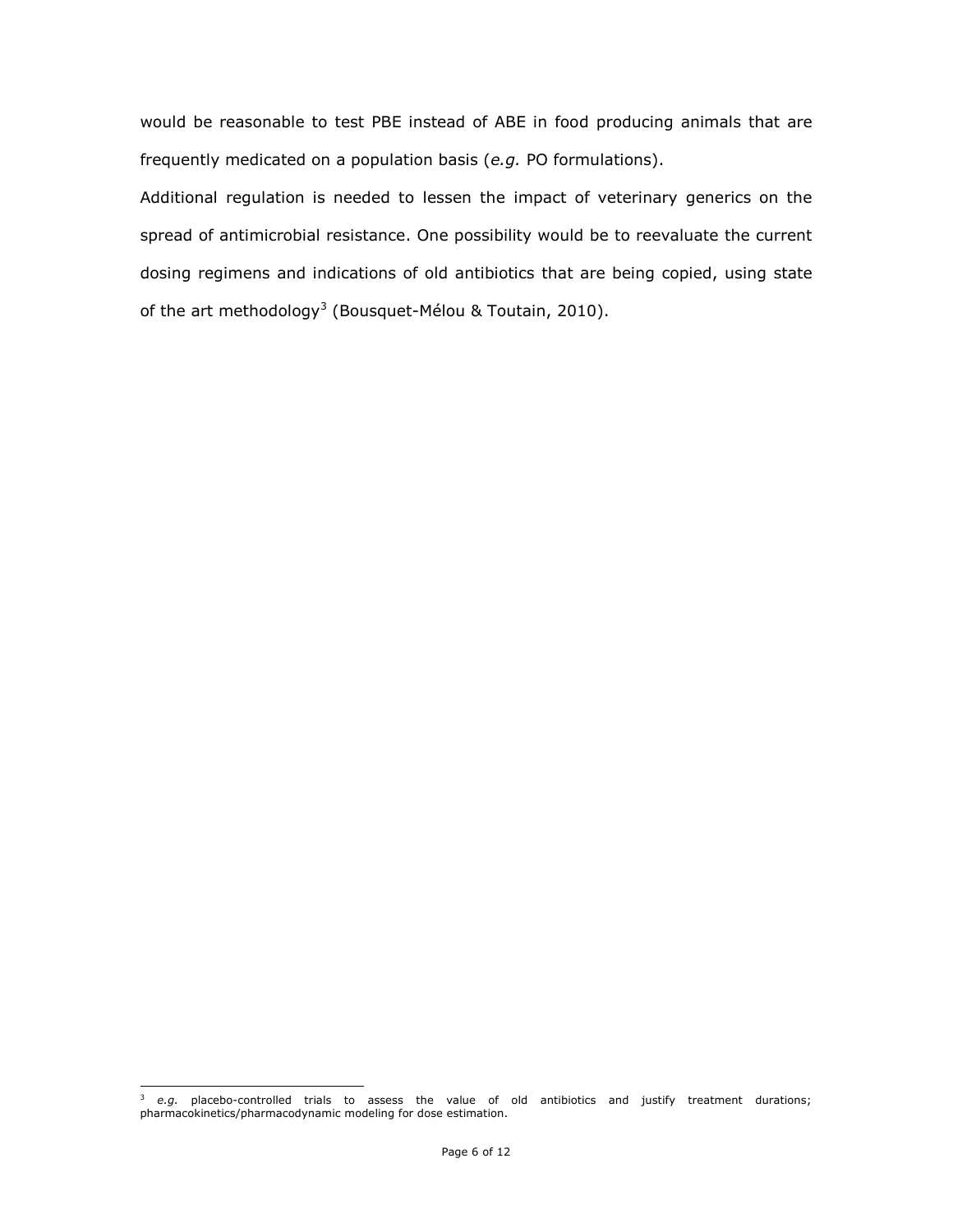would be reasonable to test PBE instead of ABE in food producing animals that are frequently medicated on a population basis (*e.g.* PO formulations).

Additional regulation is needed to lessen the impact of veterinary generics on the spread of antimicrobial resistance. One possibility would be to reevaluate the current dosing regimens and indications of old antibiotics that are being copied, using state of the art methodology[3] (Bousquet-Mélou & Toutain, 2010).

---

[3] *e.g.* placebo-controlled trials to assess the value of old antibiotics and justify treatment durations; pharmacokinetics/pharmacodynamic modeling for dose estimation.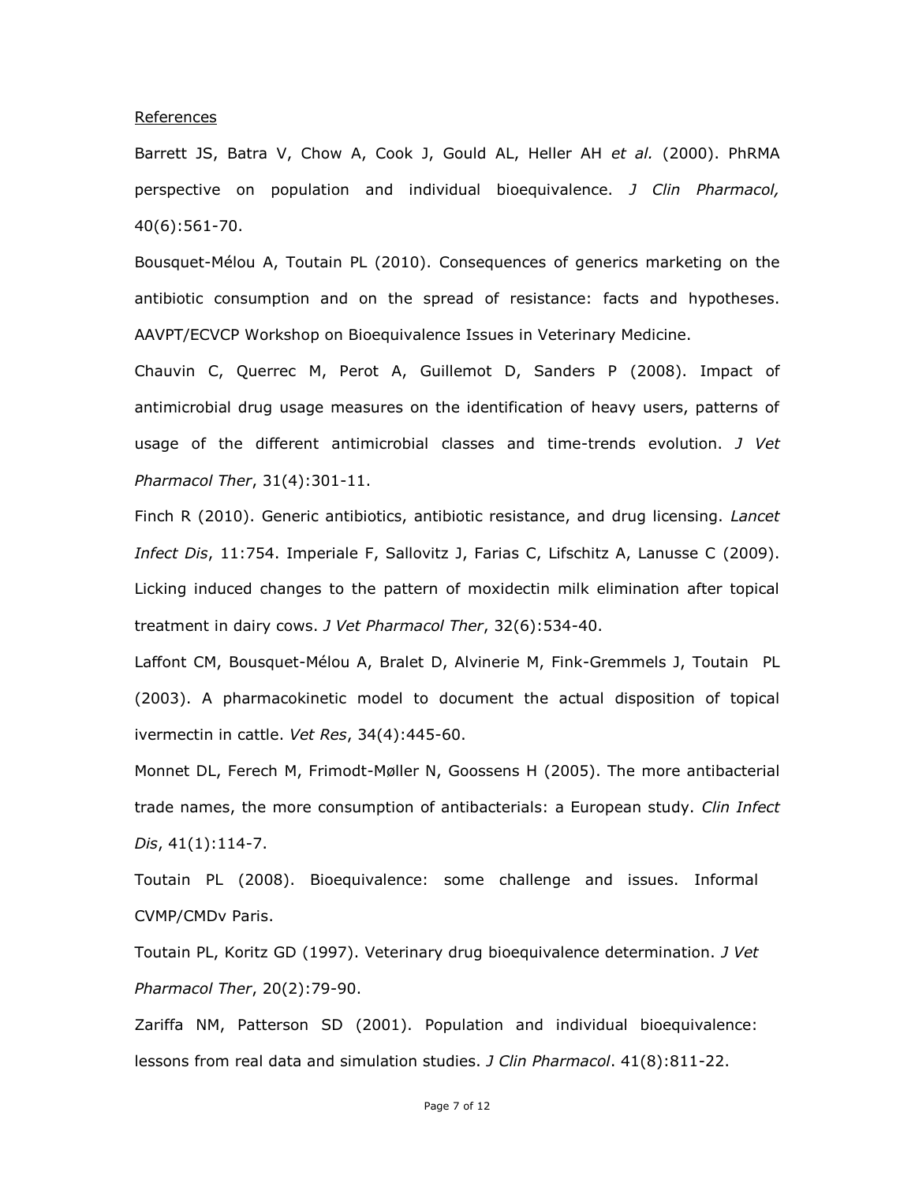References

Barrett JS, Batra V, Chow A, Cook J, Gould AL, Heller AH *et al.* (2000). PhRMA perspective on population and individual bioequivalence. *J Clin Pharmacol,* 40(6):561-70.

Bousquet-Mélou A, Toutain PL (2010). Consequences of generics marketing on the antibiotic consumption and on the spread of resistance: facts and hypotheses. AAVPT/ECVCP Workshop on Bioequivalence Issues in Veterinary Medicine.

Chauvin C, Querrec M, Perot A, Guillemot D, Sanders P (2008). Impact of antimicrobial drug usage measures on the identification of heavy users, patterns of usage of the different antimicrobial classes and time-trends evolution. *J Vet Pharmacol Ther*, 31(4):301-11.

Finch R (2010). Generic antibiotics, antibiotic resistance, and drug licensing. *Lancet Infect Dis*, 11:754. Imperiale F, Sallovitz J, Farias C, Lifschitz A, Lanusse C (2009). Licking induced changes to the pattern of moxidectin milk elimination after topical treatment in dairy cows. *J Vet Pharmacol Ther*, 32(6):534-40.

Laffont CM, Bousquet-Mélou A, Bralet D, Alvinerie M, Fink-Gremmels J, Toutain PL (2003). A pharmacokinetic model to document the actual disposition of topical ivermectin in cattle. *Vet Res*, 34(4):445-60.

Monnet DL, Ferech M, Frimodt-Møller N, Goossens H (2005). The more antibacterial trade names, the more consumption of antibacterials: a European study. *Clin Infect Dis*, 41(1):114-7.

Toutain PL (2008). Bioequivalence: some challenge and issues. Informal CVMP/CMDv Paris.

Toutain PL, Koritz GD (1997). Veterinary drug bioequivalence determination. *J Vet Pharmacol Ther*, 20(2):79-90.

Zariffa NM, Patterson SD (2001). Population and individual bioequivalence: lessons from real data and simulation studies. *J Clin Pharmacol*. 41(8):811-22.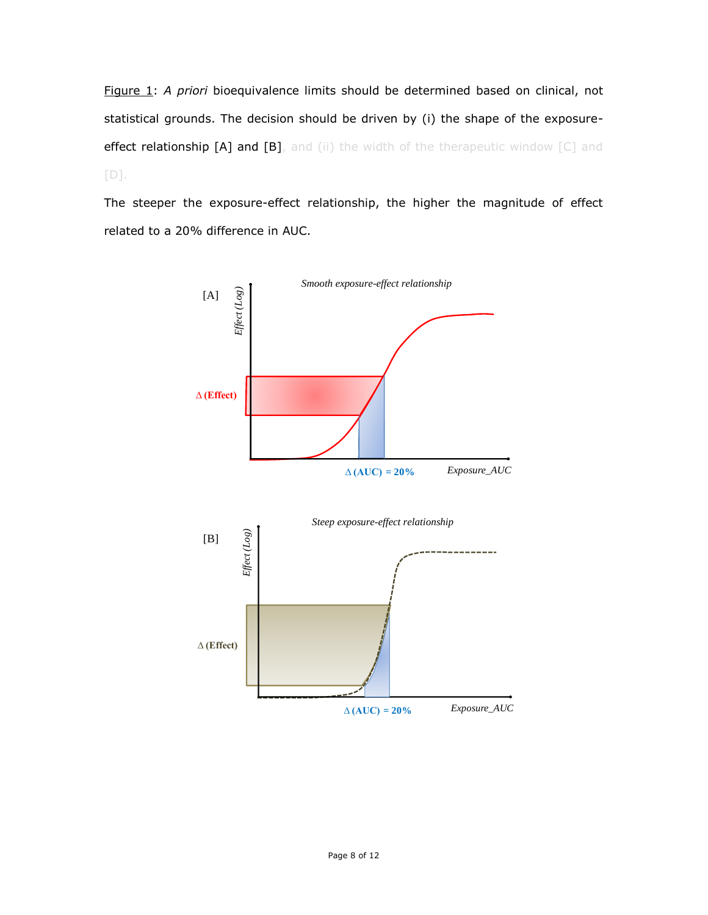Figure 1: *A priori* bioequivalence limits should be determined based on clinical, not statistical grounds. The decision should be driven by (i) the shape of the exposure-effect relationship [A] and [B], and (ii) the width of the therapeutic window [C] and [D].

The steeper the exposure-effect relationship, the higher the magnitude of effect related to a 20% difference in AUC.

[A]

*Smooth exposure-effect relationship*

*Effect (Log)*

**Δ (Effect)**

**Δ (AUC) = 20%**

*Exposure_AUC*

[B]

*Steep exposure-effect relationship*

*Effect (Log)*

**Δ (Effect)**

**Δ (AUC) = 20%**

*Exposure_AUC*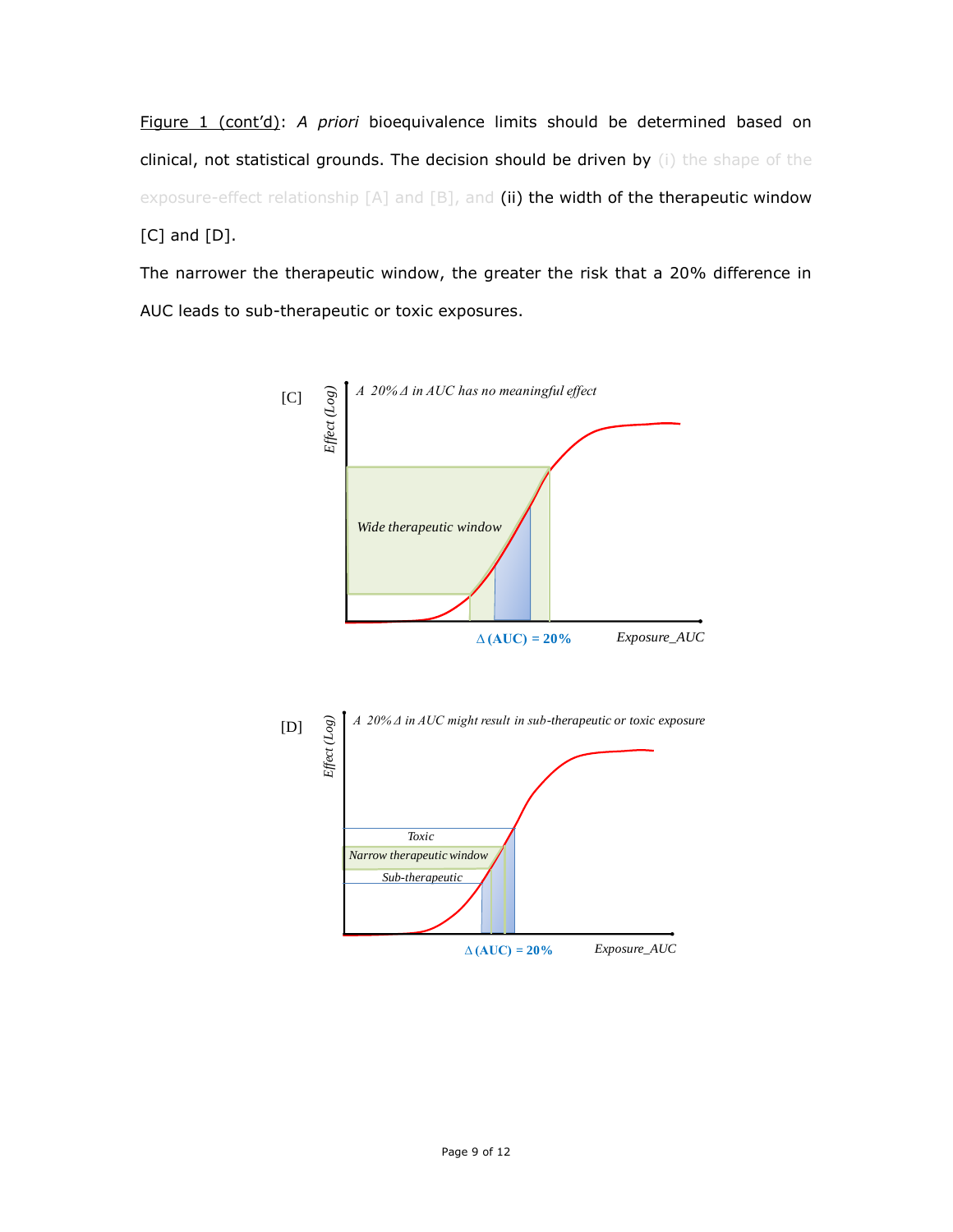Figure 1 (cont'd): *A priori* bioequivalence limits should be determined based on clinical, not statistical grounds. The decision should be driven by (i) the shape of the exposure-effect relationship [A] and [B], and (ii) the width of the therapeutic window [C] and [D].

The narrower the therapeutic window, the greater the risk that a 20% difference in AUC leads to sub-therapeutic or toxic exposures.

[C] *A 20% Δ in AUC has no meaningful effect*

*Wide therapeutic window*

Δ (AUC) = 20%

*Effect (Log)* — *Exposure_AUC*

[D] *A 20% Δ in AUC might result in sub-therapeutic or toxic exposure*

*Toxic*

*Narrow therapeutic window*

*Sub-therapeutic*

Δ (AUC) = 20%

*Effect (Log)* — *Exposure_AUC*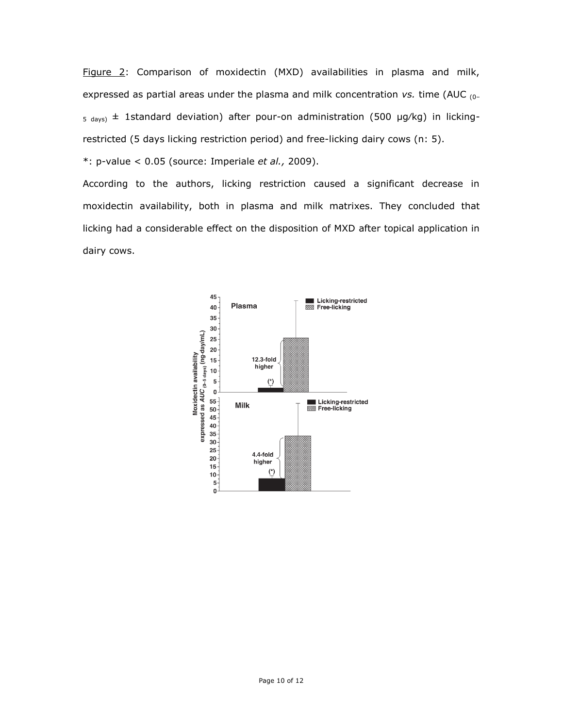Figure 2: Comparison of moxidectin (MXD) availabilities in plasma and milk, expressed as partial areas under the plasma and milk concentration *vs.* time (AUC $_{(0-5\ days)}$ ± 1standard deviation) after pour-on administration (500 µg/kg) in licking-restricted (5 days licking restriction period) and free-licking dairy cows (n: 5).

*: p-value < 0.05 (source: Imperiale *et al.,* 2009).

According to the authors, licking restriction caused a significant decrease in moxidectin availability, both in plasma and milk matrixes. They concluded that licking had a considerable effect on the disposition of MXD after topical application in dairy cows.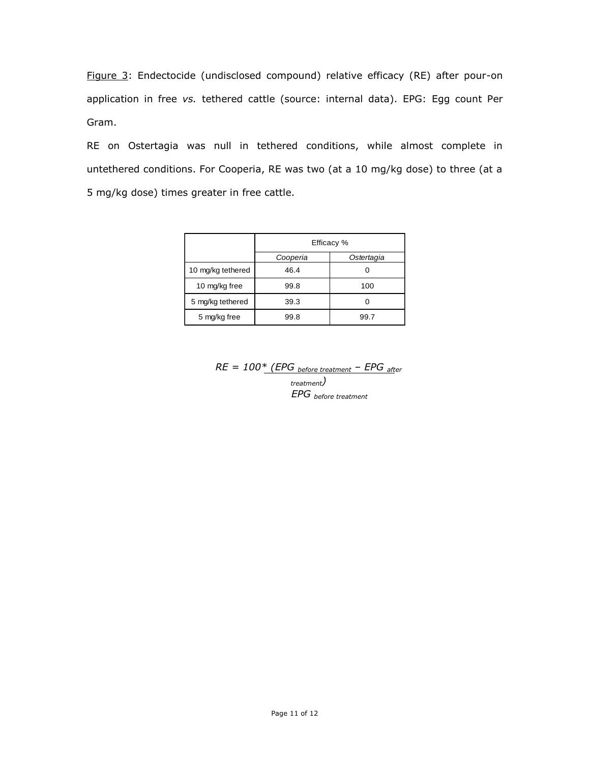Figure 3: Endectocide (undisclosed compound) relative efficacy (RE) after pour-on application in free *vs.* tethered cattle (source: internal data). EPG: Egg count Per Gram.

RE on Ostertagia was null in tethered conditions, while almost complete in untethered conditions. For Cooperia, RE was two (at a 10 mg/kg dose) to three (at a 5 mg/kg dose) times greater in free cattle.

| | Efficacy % | |
|---|---|---|
| | *Cooperia* | *Ostertagia* |
| 10 mg/kg tethered | 46.4 | 0 |
| 10 mg/kg free | 99.8 | 100 |
| 5 mg/kg tethered | 39.3 | 0 |
| 5 mg/kg free | 99.8 | 99.7 |

$$RE = 100 * \frac{(EPG_{before\ treatment} - EPG_{after\ treatment})}{EPG_{before\ treatment}}$$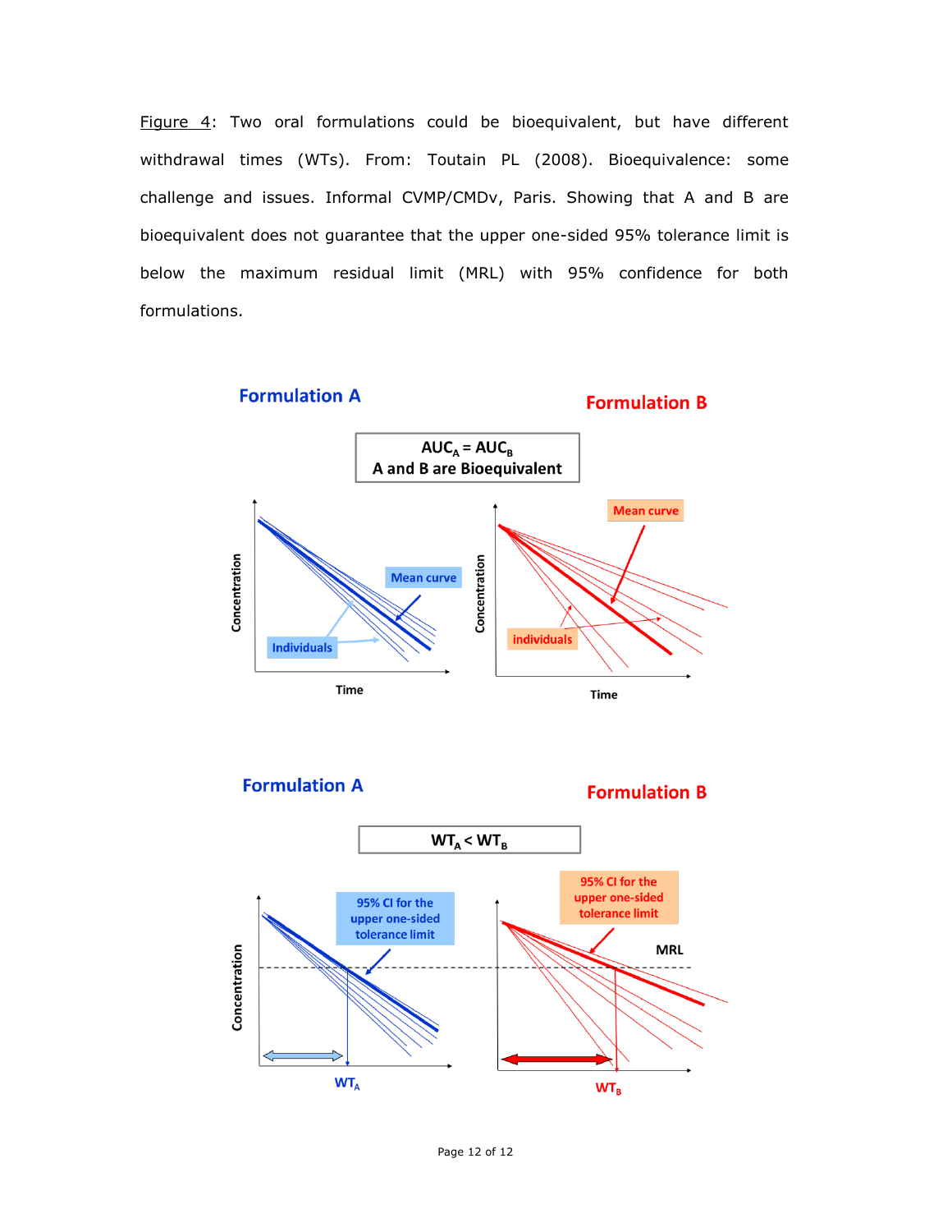Figure 4: Two oral formulations could be bioequivalent, but have different withdrawal times (WTs). From: Toutain PL (2008). Bioequivalence: some challenge and issues. Informal CVMP/CMDv, Paris. Showing that A and B are bioequivalent does not guarantee that the upper one-sided 95% tolerance limit is below the maximum residual limit (MRL) with 95% confidence for both formulations.

Formulation A

Formulation B

$AUC_A = AUC_B$
A and B are Bioequivalent

Concentration

Mean curve

Individuals

Time

Concentration

Mean curve

individuals

Time

Formulation A

Formulation B

$WT_A < WT_B$

Concentration

95% CI for the upper one-sided tolerance limit

$WT_A$

95% CI for the upper one-sided tolerance limit

MRL

$WT_B$